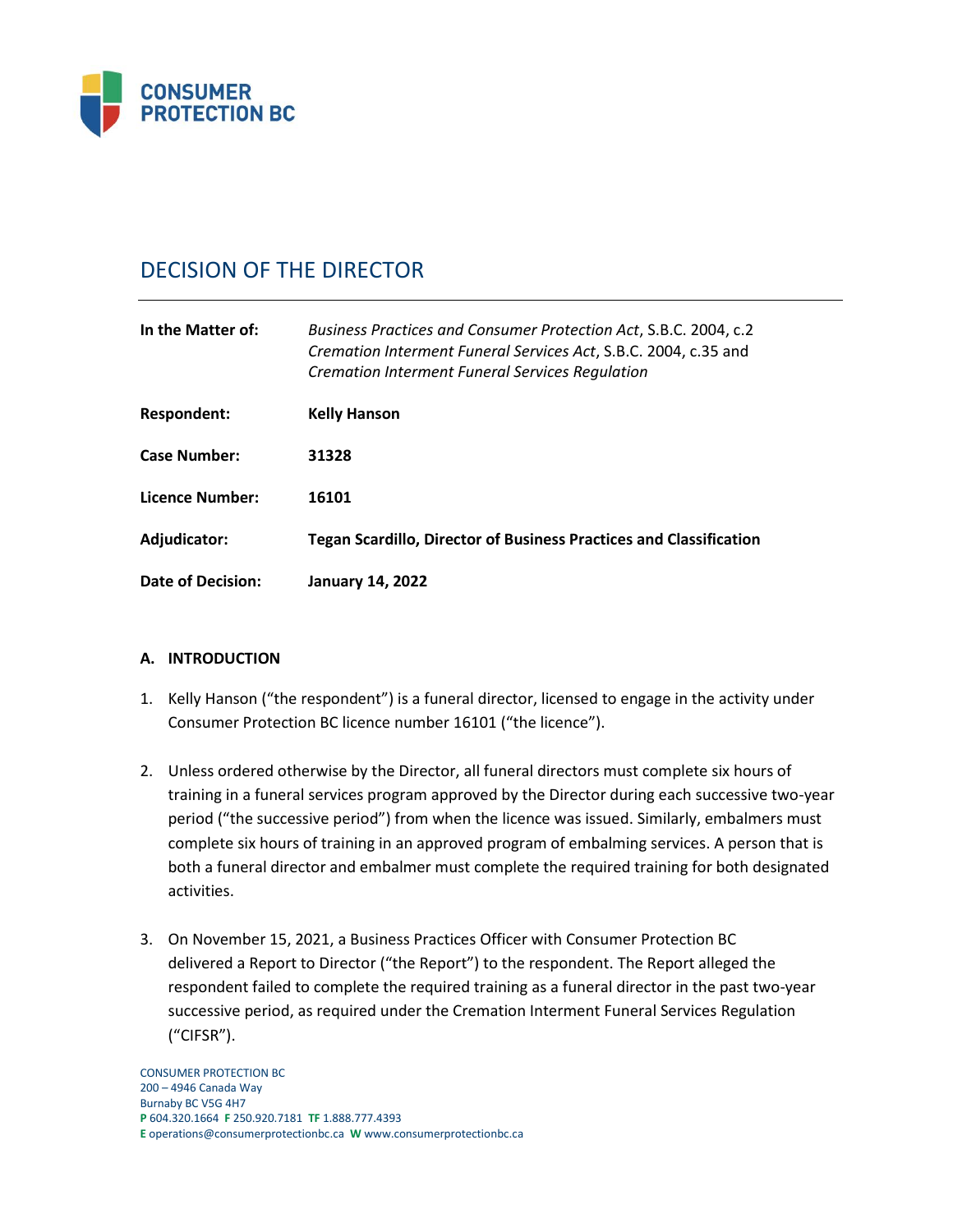CONSUMER PROTECTION BC

# DECISION OF THE DIRECTOR

| | |
|---|---|
| **In the Matter of:** | *Business Practices and Consumer Protection Act*, S.B.C. 2004, c.2 *Cremation Interment Funeral Services Act*, S.B.C. 2004, c.35 and *Cremation Interment Funeral Services Regulation* |
| **Respondent:** | **Kelly Hanson** |
| **Case Number:** | **31328** |
| **Licence Number:** | **16101** |
| **Adjudicator:** | **Tegan Scardillo, Director of Business Practices and Classification** |
| **Date of Decision:** | **January 14, 2022** |

## A. INTRODUCTION

1. Kelly Hanson ("the respondent") is a funeral director, licensed to engage in the activity under Consumer Protection BC licence number 16101 ("the licence").

2. Unless ordered otherwise by the Director, all funeral directors must complete six hours of training in a funeral services program approved by the Director during each successive two-year period ("the successive period") from when the licence was issued. Similarly, embalmers must complete six hours of training in an approved program of embalming services. A person that is both a funeral director and embalmer must complete the required training for both designated activities.

3. On November 15, 2021, a Business Practices Officer with Consumer Protection BC delivered a Report to Director ("the Report") to the respondent. The Report alleged the respondent failed to complete the required training as a funeral director in the past two-year successive period, as required under the Cremation Interment Funeral Services Regulation ("CIFSR").

CONSUMER PROTECTION BC
200 – 4946 Canada Way
Burnaby BC V5G 4H7
**P** 604.320.1664 **F** 250.920.7181 **TF** 1.888.777.4393
**E** operations@consumerprotectionbc.ca **W** www.consumerprotectionbc.ca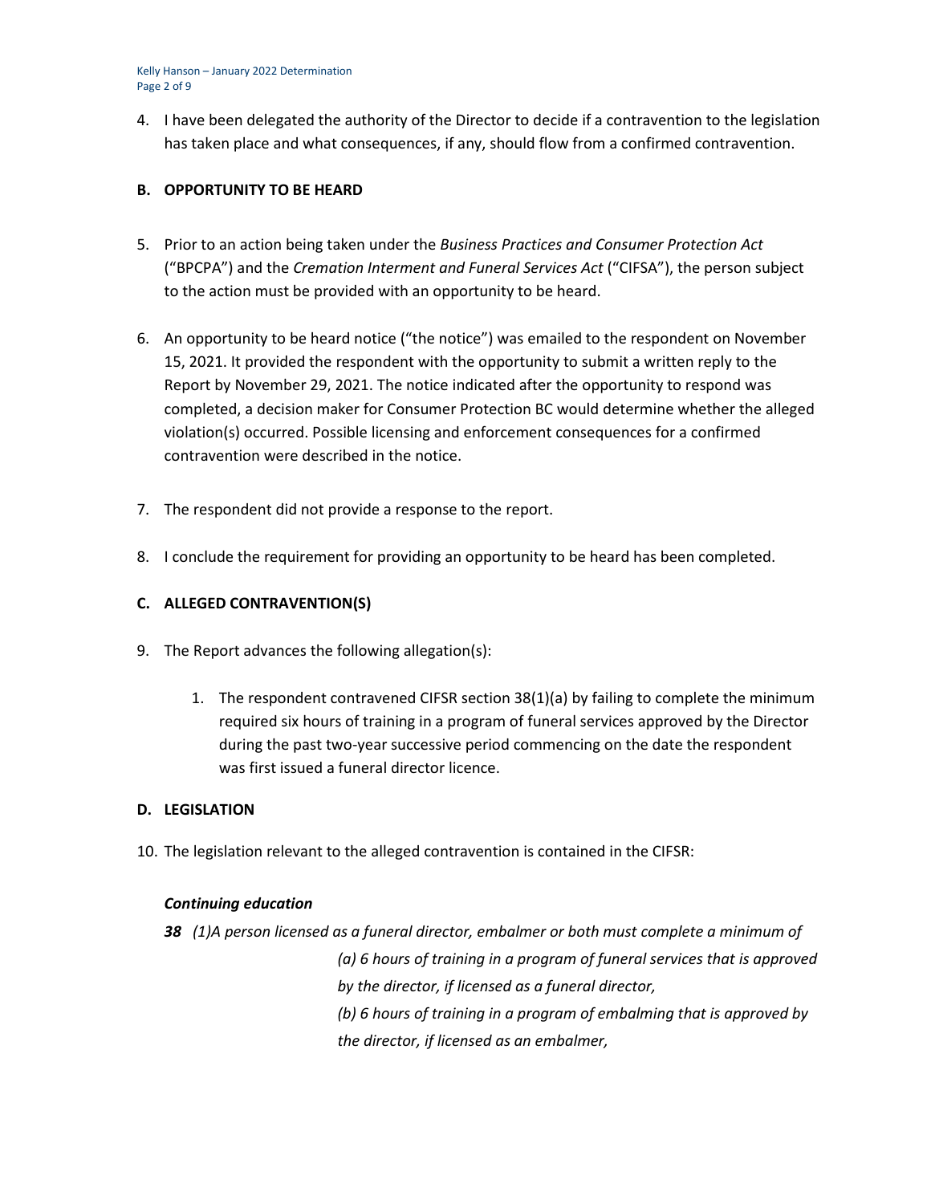4. I have been delegated the authority of the Director to decide if a contravention to the legislation has taken place and what consequences, if any, should flow from a confirmed contravention.

## B. OPPORTUNITY TO BE HEARD

5. Prior to an action being taken under the *Business Practices and Consumer Protection Act* ("BPCPA") and the *Cremation Interment and Funeral Services Act* ("CIFSA"), the person subject to the action must be provided with an opportunity to be heard.

6. An opportunity to be heard notice ("the notice") was emailed to the respondent on November 15, 2021. It provided the respondent with the opportunity to submit a written reply to the Report by November 29, 2021. The notice indicated after the opportunity to respond was completed, a decision maker for Consumer Protection BC would determine whether the alleged violation(s) occurred. Possible licensing and enforcement consequences for a confirmed contravention were described in the notice.

7. The respondent did not provide a response to the report.

8. I conclude the requirement for providing an opportunity to be heard has been completed.

## C. ALLEGED CONTRAVENTION(S)

9. The Report advances the following allegation(s):

   1. The respondent contravened CIFSR section 38(1)(a) by failing to complete the minimum required six hours of training in a program of funeral services approved by the Director during the past two-year successive period commencing on the date the respondent was first issued a funeral director licence.

## D. LEGISLATION

10. The legislation relevant to the alleged contravention is contained in the CIFSR:

***Continuing education***

***38*** *(1)A person licensed as a funeral director, embalmer or both must complete a minimum of*

*(a) 6 hours of training in a program of funeral services that is approved by the director, if licensed as a funeral director,*

*(b) 6 hours of training in a program of embalming that is approved by the director, if licensed as an embalmer,*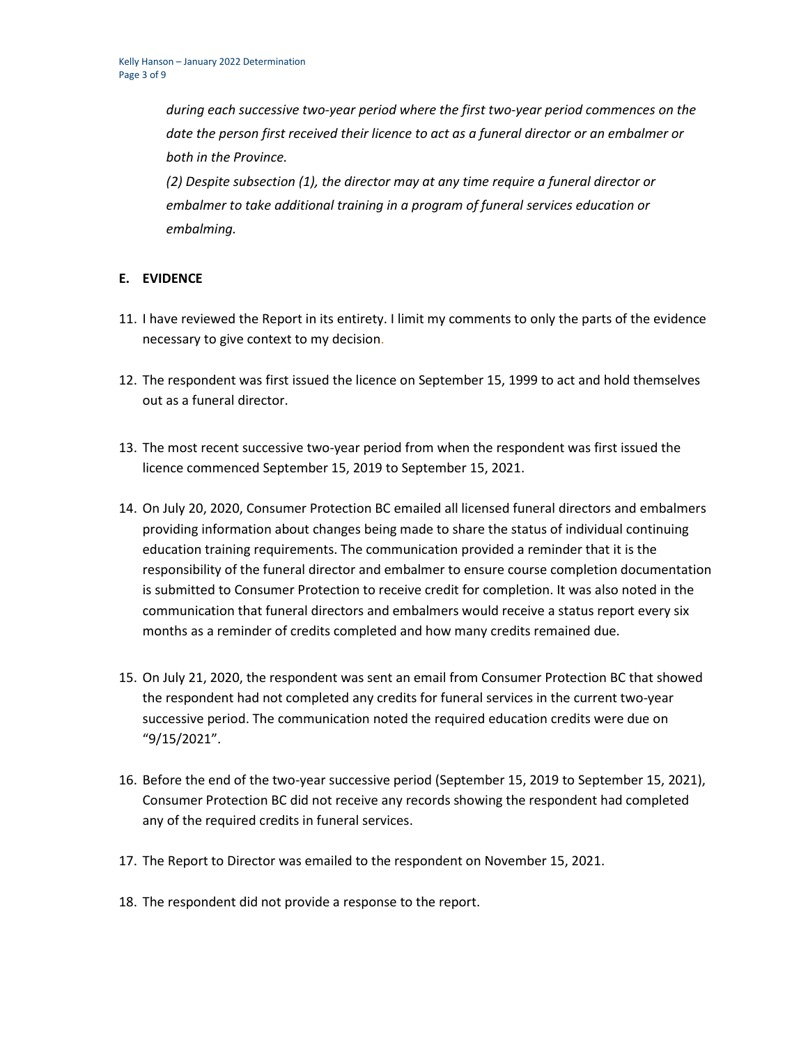*during each successive two-year period where the first two-year period commences on the date the person first received their licence to act as a funeral director or an embalmer or both in the Province.*

*(2) Despite subsection (1), the director may at any time require a funeral director or embalmer to take additional training in a program of funeral services education or embalming.*

## E. EVIDENCE

11. I have reviewed the Report in its entirety. I limit my comments to only the parts of the evidence necessary to give context to my decision.

12. The respondent was first issued the licence on September 15, 1999 to act and hold themselves out as a funeral director.

13. The most recent successive two-year period from when the respondent was first issued the licence commenced September 15, 2019 to September 15, 2021.

14. On July 20, 2020, Consumer Protection BC emailed all licensed funeral directors and embalmers providing information about changes being made to share the status of individual continuing education training requirements. The communication provided a reminder that it is the responsibility of the funeral director and embalmer to ensure course completion documentation is submitted to Consumer Protection to receive credit for completion. It was also noted in the communication that funeral directors and embalmers would receive a status report every six months as a reminder of credits completed and how many credits remained due.

15. On July 21, 2020, the respondent was sent an email from Consumer Protection BC that showed the respondent had not completed any credits for funeral services in the current two-year successive period. The communication noted the required education credits were due on "9/15/2021".

16. Before the end of the two-year successive period (September 15, 2019 to September 15, 2021), Consumer Protection BC did not receive any records showing the respondent had completed any of the required credits in funeral services.

17. The Report to Director was emailed to the respondent on November 15, 2021.

18. The respondent did not provide a response to the report.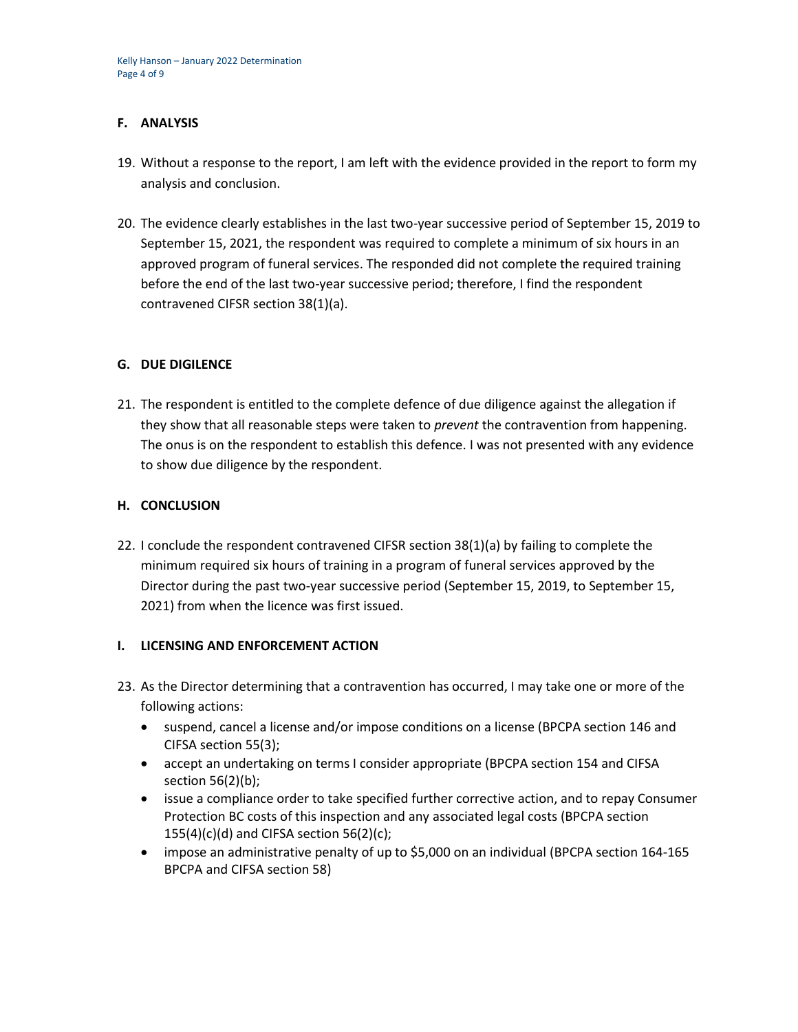## F. ANALYSIS

19. Without a response to the report, I am left with the evidence provided in the report to form my analysis and conclusion.

20. The evidence clearly establishes in the last two-year successive period of September 15, 2019 to September 15, 2021, the respondent was required to complete a minimum of six hours in an approved program of funeral services. The responded did not complete the required training before the end of the last two-year successive period; therefore, I find the respondent contravened CIFSR section 38(1)(a).

## G. DUE DIGILENCE

21. The respondent is entitled to the complete defence of due diligence against the allegation if they show that all reasonable steps were taken to *prevent* the contravention from happening. The onus is on the respondent to establish this defence. I was not presented with any evidence to show due diligence by the respondent.

## H. CONCLUSION

22. I conclude the respondent contravened CIFSR section 38(1)(a) by failing to complete the minimum required six hours of training in a program of funeral services approved by the Director during the past two-year successive period (September 15, 2019, to September 15, 2021) from when the licence was first issued.

## I. LICENSING AND ENFORCEMENT ACTION

23. As the Director determining that a contravention has occurred, I may take one or more of the following actions:
    - suspend, cancel a license and/or impose conditions on a license (BPCPA section 146 and CIFSA section 55(3);
    - accept an undertaking on terms I consider appropriate (BPCPA section 154 and CIFSA section 56(2)(b);
    - issue a compliance order to take specified further corrective action, and to repay Consumer Protection BC costs of this inspection and any associated legal costs (BPCPA section 155(4)(c)(d) and CIFSA section 56(2)(c);
    - impose an administrative penalty of up to $5,000 on an individual (BPCPA section 164-165 BPCPA and CIFSA section 58)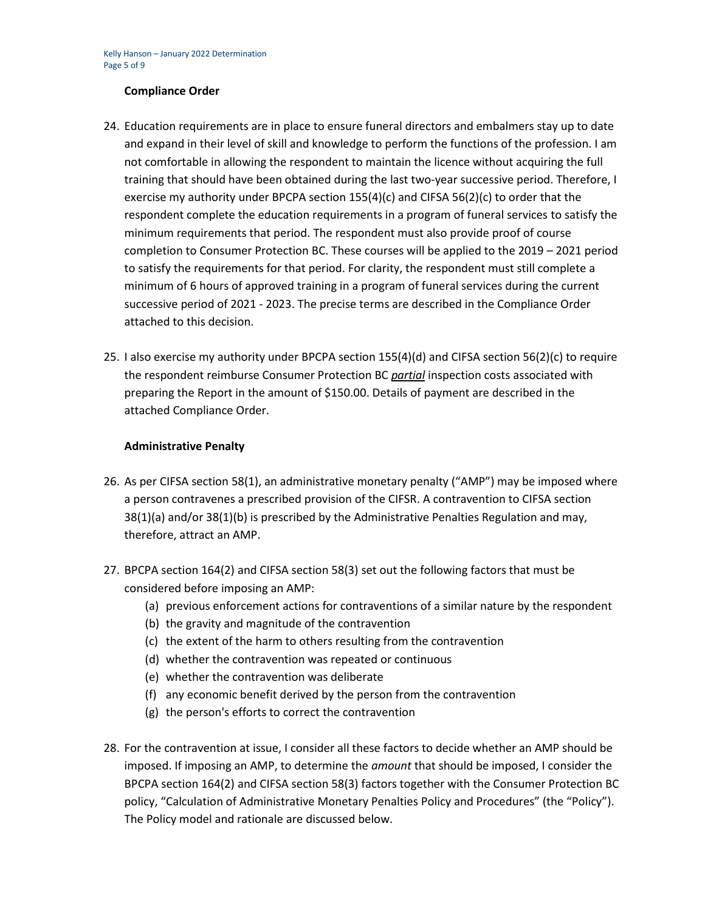**Compliance Order**

24. Education requirements are in place to ensure funeral directors and embalmers stay up to date and expand in their level of skill and knowledge to perform the functions of the profession. I am not comfortable in allowing the respondent to maintain the licence without acquiring the full training that should have been obtained during the last two-year successive period. Therefore, I exercise my authority under BPCPA section 155(4)(c) and CIFSA 56(2)(c) to order that the respondent complete the education requirements in a program of funeral services to satisfy the minimum requirements that period. The respondent must also provide proof of course completion to Consumer Protection BC. These courses will be applied to the 2019 – 2021 period to satisfy the requirements for that period. For clarity, the respondent must still complete a minimum of 6 hours of approved training in a program of funeral services during the current successive period of 2021 - 2023. The precise terms are described in the Compliance Order attached to this decision.

25. I also exercise my authority under BPCPA section 155(4)(d) and CIFSA section 56(2)(c) to require the respondent reimburse Consumer Protection BC ***partial*** inspection costs associated with preparing the Report in the amount of $150.00. Details of payment are described in the attached Compliance Order.

**Administrative Penalty**

26. As per CIFSA section 58(1), an administrative monetary penalty ("AMP") may be imposed where a person contravenes a prescribed provision of the CIFSR. A contravention to CIFSA section 38(1)(a) and/or 38(1)(b) is prescribed by the Administrative Penalties Regulation and may, therefore, attract an AMP.

27. BPCPA section 164(2) and CIFSA section 58(3) set out the following factors that must be considered before imposing an AMP:
    - (a) previous enforcement actions for contraventions of a similar nature by the respondent
    - (b) the gravity and magnitude of the contravention
    - (c) the extent of the harm to others resulting from the contravention
    - (d) whether the contravention was repeated or continuous
    - (e) whether the contravention was deliberate
    - (f) any economic benefit derived by the person from the contravention
    - (g) the person's efforts to correct the contravention

28. For the contravention at issue, I consider all these factors to decide whether an AMP should be imposed. If imposing an AMP, to determine the *amount* that should be imposed, I consider the BPCPA section 164(2) and CIFSA section 58(3) factors together with the Consumer Protection BC policy, "Calculation of Administrative Monetary Penalties Policy and Procedures" (the "Policy"). The Policy model and rationale are discussed below.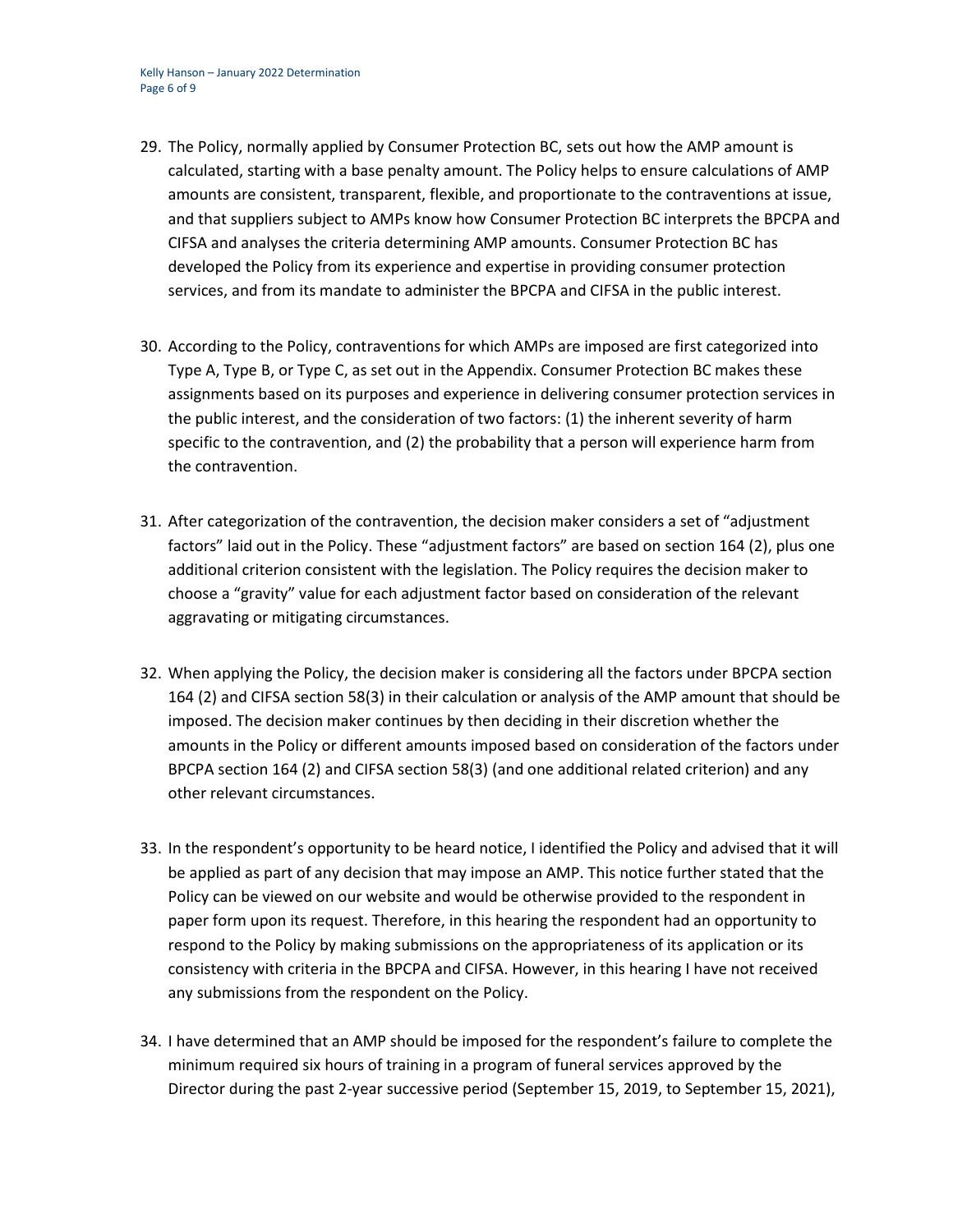29. The Policy, normally applied by Consumer Protection BC, sets out how the AMP amount is calculated, starting with a base penalty amount. The Policy helps to ensure calculations of AMP amounts are consistent, transparent, flexible, and proportionate to the contraventions at issue, and that suppliers subject to AMPs know how Consumer Protection BC interprets the BPCPA and CIFSA and analyses the criteria determining AMP amounts. Consumer Protection BC has developed the Policy from its experience and expertise in providing consumer protection services, and from its mandate to administer the BPCPA and CIFSA in the public interest.

30. According to the Policy, contraventions for which AMPs are imposed are first categorized into Type A, Type B, or Type C, as set out in the Appendix. Consumer Protection BC makes these assignments based on its purposes and experience in delivering consumer protection services in the public interest, and the consideration of two factors: (1) the inherent severity of harm specific to the contravention, and (2) the probability that a person will experience harm from the contravention.

31. After categorization of the contravention, the decision maker considers a set of "adjustment factors" laid out in the Policy. These "adjustment factors" are based on section 164 (2), plus one additional criterion consistent with the legislation. The Policy requires the decision maker to choose a "gravity" value for each adjustment factor based on consideration of the relevant aggravating or mitigating circumstances.

32. When applying the Policy, the decision maker is considering all the factors under BPCPA section 164 (2) and CIFSA section 58(3) in their calculation or analysis of the AMP amount that should be imposed. The decision maker continues by then deciding in their discretion whether the amounts in the Policy or different amounts imposed based on consideration of the factors under BPCPA section 164 (2) and CIFSA section 58(3) (and one additional related criterion) and any other relevant circumstances.

33. In the respondent's opportunity to be heard notice, I identified the Policy and advised that it will be applied as part of any decision that may impose an AMP. This notice further stated that the Policy can be viewed on our website and would be otherwise provided to the respondent in paper form upon its request. Therefore, in this hearing the respondent had an opportunity to respond to the Policy by making submissions on the appropriateness of its application or its consistency with criteria in the BPCPA and CIFSA. However, in this hearing I have not received any submissions from the respondent on the Policy.

34. I have determined that an AMP should be imposed for the respondent's failure to complete the minimum required six hours of training in a program of funeral services approved by the Director during the past 2-year successive period (September 15, 2019, to September 15, 2021),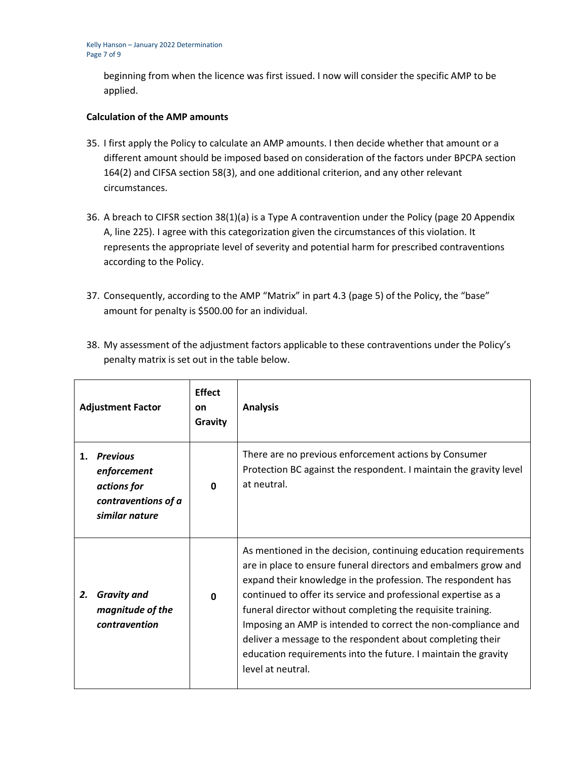beginning from when the licence was first issued. I now will consider the specific AMP to be applied.

**Calculation of the AMP amounts**

35. I first apply the Policy to calculate an AMP amounts. I then decide whether that amount or a different amount should be imposed based on consideration of the factors under BPCPA section 164(2) and CIFSA section 58(3), and one additional criterion, and any other relevant circumstances.

36. A breach to CIFSR section 38(1)(a) is a Type A contravention under the Policy (page 20 Appendix A, line 225). I agree with this categorization given the circumstances of this violation. It represents the appropriate level of severity and potential harm for prescribed contraventions according to the Policy.

37. Consequently, according to the AMP "Matrix" in part 4.3 (page 5) of the Policy, the "base" amount for penalty is $500.00 for an individual.

38. My assessment of the adjustment factors applicable to these contraventions under the Policy's penalty matrix is set out in the table below.

| Adjustment Factor | Effect on Gravity | Analysis |
|---|---|---|
| 1. ***Previous enforcement actions for contraventions of a similar nature*** | **0** | There are no previous enforcement actions by Consumer Protection BC against the respondent. I maintain the gravity level at neutral. |
| ***2. Gravity and magnitude of the contravention*** | **0** | As mentioned in the decision, continuing education requirements are in place to ensure funeral directors and embalmers grow and expand their knowledge in the profession. The respondent has continued to offer its service and professional expertise as a funeral director without completing the requisite training. Imposing an AMP is intended to correct the non-compliance and deliver a message to the respondent about completing their education requirements into the future. I maintain the gravity level at neutral. |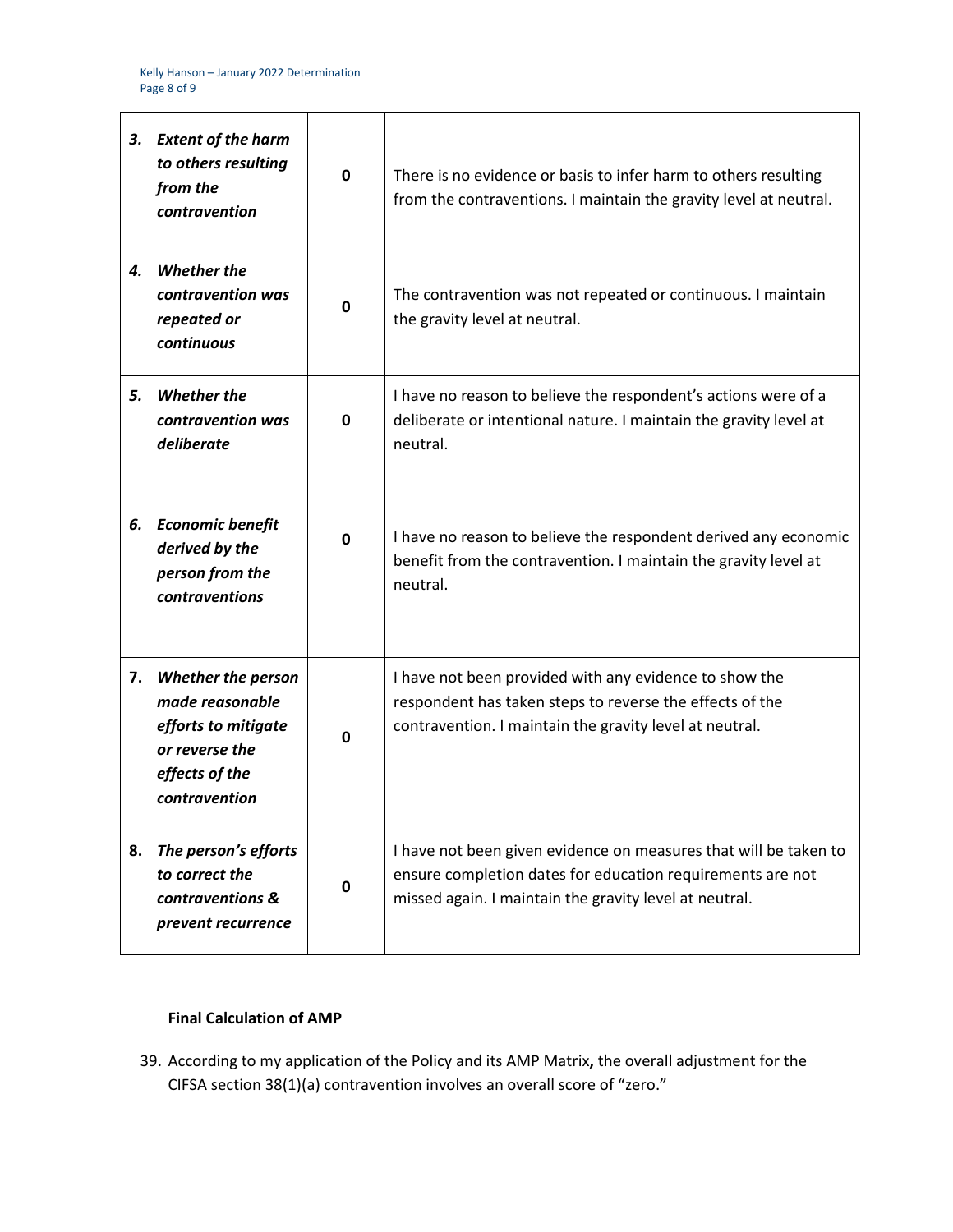| | | |
|---|---|---|
| ***3. Extent of the harm to others resulting from the contravention*** | **0** | There is no evidence or basis to infer harm to others resulting from the contraventions. I maintain the gravity level at neutral. |
| ***4. Whether the contravention was repeated or continuous*** | **0** | The contravention was not repeated or continuous. I maintain the gravity level at neutral. |
| ***5. Whether the contravention was deliberate*** | **0** | I have no reason to believe the respondent's actions were of a deliberate or intentional nature. I maintain the gravity level at neutral. |
| ***6. Economic benefit derived by the person from the contraventions*** | **0** | I have no reason to believe the respondent derived any economic benefit from the contravention. I maintain the gravity level at neutral. |
| ***7. Whether the person made reasonable efforts to mitigate or reverse the effects of the contravention*** | **0** | I have not been provided with any evidence to show the respondent has taken steps to reverse the effects of the contravention. I maintain the gravity level at neutral. |
| ***8. The person's efforts to correct the contraventions & prevent recurrence*** | **0** | I have not been given evidence on measures that will be taken to ensure completion dates for education requirements are not missed again. I maintain the gravity level at neutral. |

**Final Calculation of AMP**

39. According to my application of the Policy and its AMP Matrix**,** the overall adjustment for the CIFSA section 38(1)(a) contravention involves an overall score of "zero."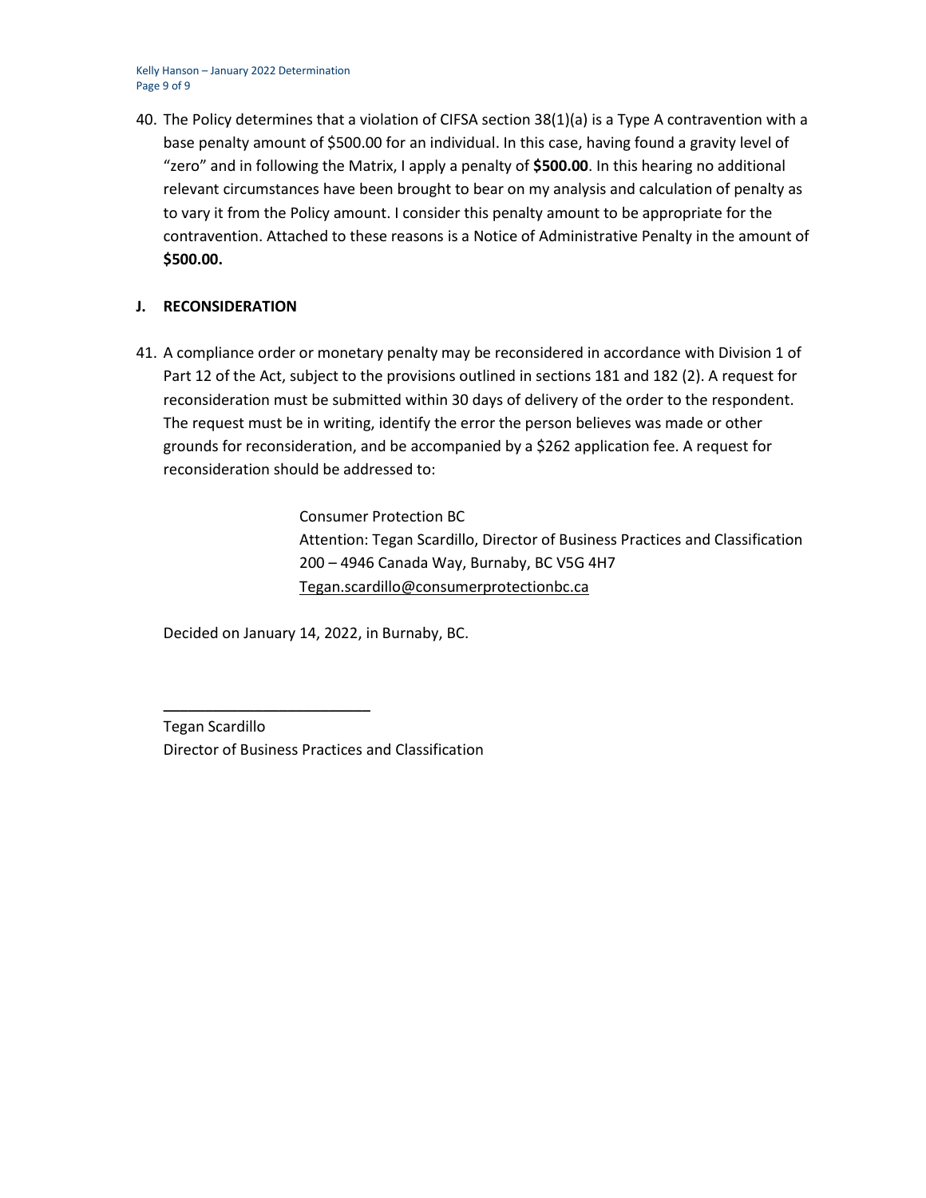40. The Policy determines that a violation of CIFSA section 38(1)(a) is a Type A contravention with a base penalty amount of $500.00 for an individual. In this case, having found a gravity level of "zero" and in following the Matrix, I apply a penalty of **$500.00**. In this hearing no additional relevant circumstances have been brought to bear on my analysis and calculation of penalty as to vary it from the Policy amount. I consider this penalty amount to be appropriate for the contravention. Attached to these reasons is a Notice of Administrative Penalty in the amount of **$500.00.**

## J. RECONSIDERATION

41. A compliance order or monetary penalty may be reconsidered in accordance with Division 1 of Part 12 of the Act, subject to the provisions outlined in sections 181 and 182 (2). A request for reconsideration must be submitted within 30 days of delivery of the order to the respondent. The request must be in writing, identify the error the person believes was made or other grounds for reconsideration, and be accompanied by a $262 application fee. A request for reconsideration should be addressed to:

    Consumer Protection BC
    Attention: Tegan Scardillo, Director of Business Practices and Classification
    200 – 4946 Canada Way, Burnaby, BC V5G 4H7
    Tegan.scardillo@consumerprotectionbc.ca

Decided on January 14, 2022, in Burnaby, BC.

\_\_\_\_\_\_\_\_\_\_\_\_\_\_\_\_\_\_\_\_\_\_\_\_\_

Tegan Scardillo
Director of Business Practices and Classification